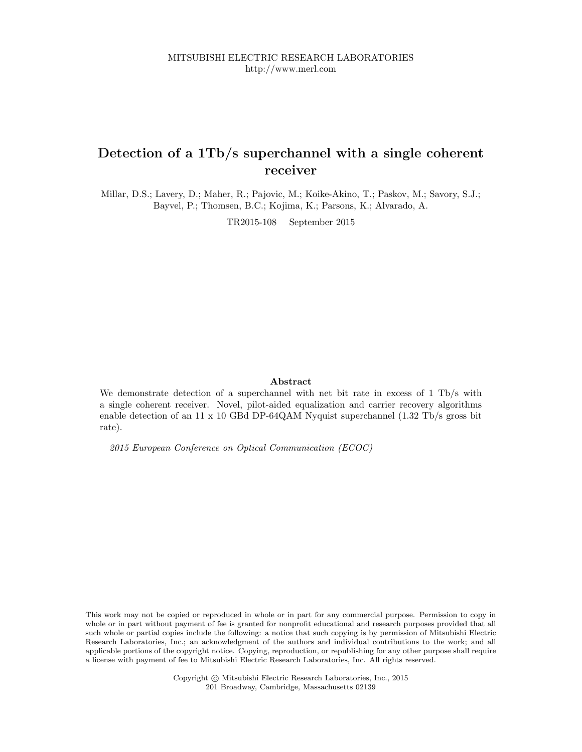MITSUBISHI ELECTRIC RESEARCH LABORATORIES
http://www.merl.com

# Detection of a 1Tb/s superchannel with a single coherent receiver

Millar, D.S.; Lavery, D.; Maher, R.; Pajovic, M.; Koike-Akino, T.; Paskov, M.; Savory, S.J.; Bayvel, P.; Thomsen, B.C.; Kojima, K.; Parsons, K.; Alvarado, A.

TR2015-108 September 2015

## Abstract

We demonstrate detection of a superchannel with net bit rate in excess of 1 Tb/s with a single coherent receiver. Novel, pilot-aided equalization and carrier recovery algorithms enable detection of an 11 x 10 GBd DP-64QAM Nyquist superchannel (1.32 Tb/s gross bit rate).

*2015 European Conference on Optical Communication (ECOC)*

This work may not be copied or reproduced in whole or in part for any commercial purpose. Permission to copy in whole or in part without payment of fee is granted for nonprofit educational and research purposes provided that all such whole or partial copies include the following: a notice that such copying is by permission of Mitsubishi Electric Research Laboratories, Inc.; an acknowledgment of the authors and individual contributions to the work; and all applicable portions of the copyright notice. Copying, reproduction, or republishing for any other purpose shall require a license with payment of fee to Mitsubishi Electric Research Laboratories, Inc. All rights reserved.

Copyright © Mitsubishi Electric Research Laboratories, Inc., 2015
201 Broadway, Cambridge, Massachusetts 02139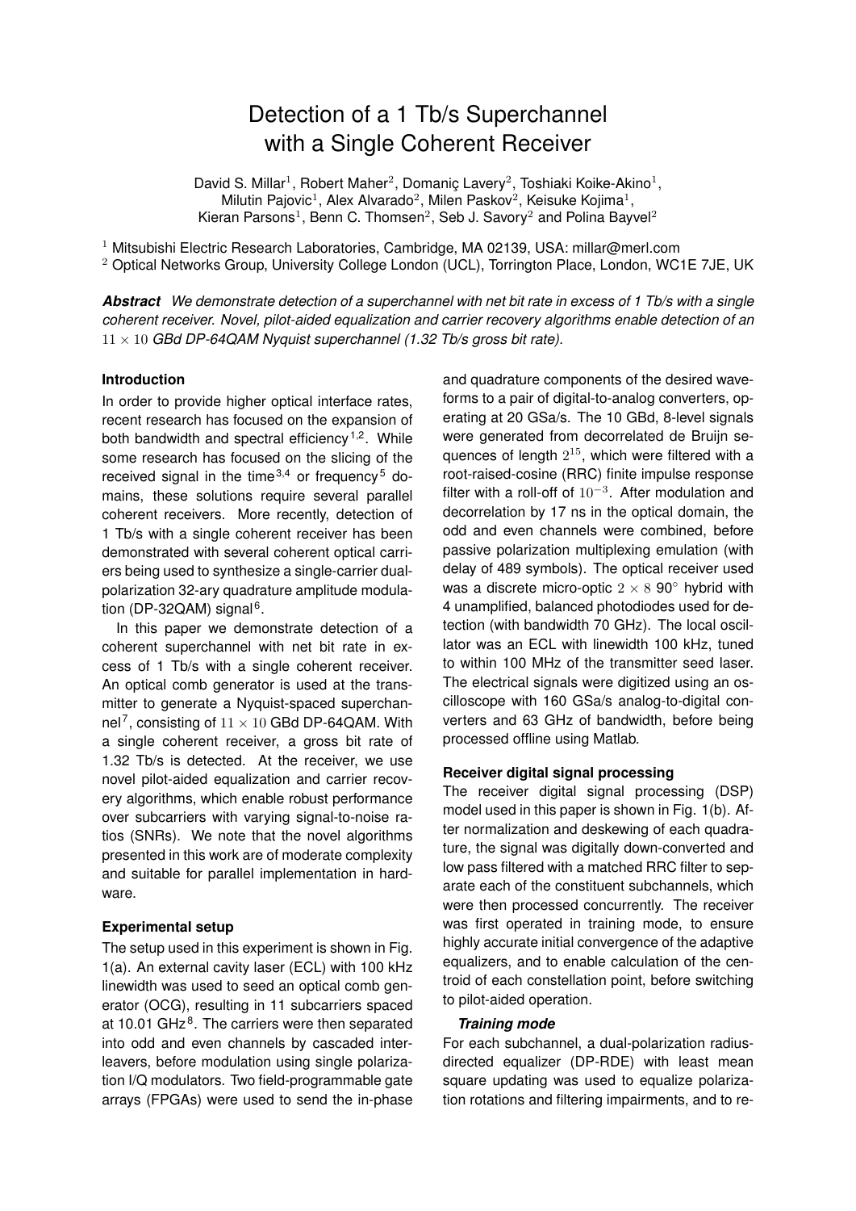# Detection of a 1 Tb/s Superchannel with a Single Coherent Receiver

David S. Millar[1], Robert Maher[2], Domaniç Lavery[2], Toshiaki Koike-Akino[1], Milutin Pajovic[1], Alex Alvarado[2], Milen Paskov[2], Keisuke Kojima[1], Kieran Parsons[1], Benn C. Thomsen[2], Seb J. Savory[2] and Polina Bayvel[2]

[1] Mitsubishi Electric Research Laboratories, Cambridge, MA 02139, USA: millar@merl.com
[2] Optical Networks Group, University College London (UCL), Torrington Place, London, WC1E 7JE, UK

***Abstract*** *We demonstrate detection of a superchannel with net bit rate in excess of 1 Tb/s with a single coherent receiver. Novel, pilot-aided equalization and carrier recovery algorithms enable detection of an* $11 \times 10$ *GBd DP-64QAM Nyquist superchannel (1.32 Tb/s gross bit rate).*

## Introduction

In order to provide higher optical interface rates, recent research has focused on the expansion of both bandwidth and spectral efficiency[1,2]. While some research has focused on the slicing of the received signal in the time[3,4] or frequency[5] domains, these solutions require several parallel coherent receivers. More recently, detection of 1 Tb/s with a single coherent receiver has been demonstrated with several coherent optical carriers being used to synthesize a single-carrier dual-polarization 32-ary quadrature amplitude modulation (DP-32QAM) signal[6].

In this paper we demonstrate detection of a coherent superchannel with net bit rate in excess of 1 Tb/s with a single coherent receiver. An optical comb generator is used at the transmitter to generate a Nyquist-spaced superchannel[7], consisting of $11 \times 10$ GBd DP-64QAM. With a single coherent receiver, a gross bit rate of 1.32 Tb/s is detected. At the receiver, we use novel pilot-aided equalization and carrier recovery algorithms, which enable robust performance over subcarriers with varying signal-to-noise ratios (SNRs). We note that the novel algorithms presented in this work are of moderate complexity and suitable for parallel implementation in hardware.

## Experimental setup

The setup used in this experiment is shown in Fig. 1(a). An external cavity laser (ECL) with 100 kHz linewidth was used to seed an optical comb generator (OCG), resulting in 11 subcarriers spaced at 10.01 GHz[8]. The carriers were then separated into odd and even channels by cascaded interleavers, before modulation using single polarization I/Q modulators. Two field-programmable gate arrays (FPGAs) were used to send the in-phase and quadrature components of the desired waveforms to a pair of digital-to-analog converters, operating at 20 GSa/s. The 10 GBd, 8-level signals were generated from decorrelated de Bruijn sequences of length $2^{15}$, which were filtered with a root-raised-cosine (RRC) finite impulse response filter with a roll-off of $10^{-3}$. After modulation and decorrelation by 17 ns in the optical domain, the odd and even channels were combined, before passive polarization multiplexing emulation (with delay of 489 symbols). The optical receiver used was a discrete micro-optic $2 \times 8$ 90° hybrid with 4 unamplified, balanced photodiodes used for detection (with bandwidth 70 GHz). The local oscillator was an ECL with linewidth 100 kHz, tuned to within 100 MHz of the transmitter seed laser. The electrical signals were digitized using an oscilloscope with 160 GSa/s analog-to-digital converters and 63 GHz of bandwidth, before being processed offline using Matlab.

## Receiver digital signal processing

The receiver digital signal processing (DSP) model used in this paper is shown in Fig. 1(b). After normalization and deskewing of each quadrature, the signal was digitally down-converted and low pass filtered with a matched RRC filter to separate each of the constituent subchannels, which were then processed concurrently. The receiver was first operated in training mode, to ensure highly accurate initial convergence of the adaptive equalizers, and to enable calculation of the centroid of each constellation point, before switching to pilot-aided operation.

### *Training mode*

For each subchannel, a dual-polarization radius-directed equalizer (DP-RDE) with least mean square updating was used to equalize polarization rotations and filtering impairments, and to re-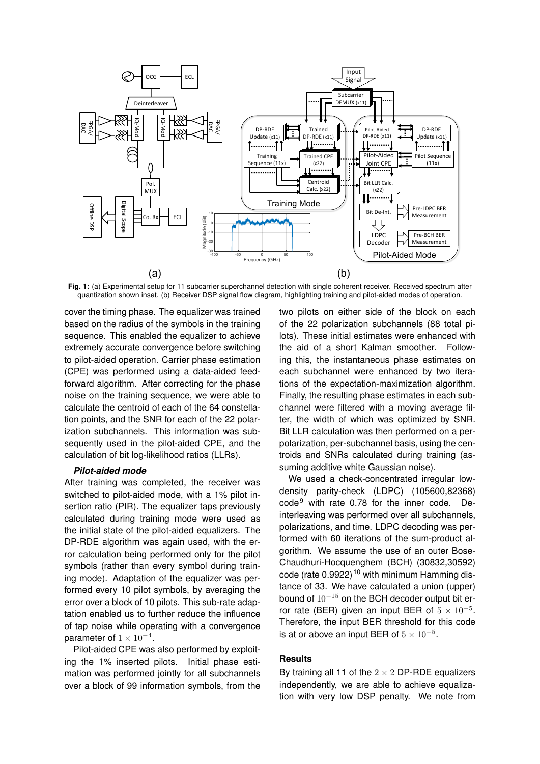**Fig. 1:** (a) Experimental setup for 11 subcarrier superchannel detection with single coherent receiver. Received spectrum after quantization shown inset. (b) Receiver DSP signal flow diagram, highlighting training and pilot-aided modes of operation.

cover the timing phase. The equalizer was trained based on the radius of the symbols in the training sequence. This enabled the equalizer to achieve extremely accurate convergence before switching to pilot-aided operation. Carrier phase estimation (CPE) was performed using a data-aided feed-forward algorithm. After correcting for the phase noise on the training sequence, we were able to calculate the centroid of each of the 64 constellation points, and the SNR for each of the 22 polarization subchannels. This information was subsequently used in the pilot-aided CPE, and the calculation of bit log-likelihood ratios (LLRs).

***Pilot-aided mode***

After training was completed, the receiver was switched to pilot-aided mode, with a 1% pilot insertion ratio (PIR). The equalizer taps previously calculated during training mode were used as the initial state of the pilot-aided equalizers. The DP-RDE algorithm was again used, with the error calculation being performed only for the pilot symbols (rather than every symbol during training mode). Adaptation of the equalizer was performed every 10 pilot symbols, by averaging the error over a block of 10 pilots. This sub-rate adaptation enabled us to further reduce the influence of tap noise while operating with a convergence parameter of $1 \times 10^{-4}$.

Pilot-aided CPE was also performed by exploiting the 1% inserted pilots. Initial phase estimation was performed jointly for all subchannels over a block of 99 information symbols, from the two pilots on either side of the block on each of the 22 polarization subchannels (88 total pilots). These initial estimates were enhanced with the aid of a short Kalman smoother. Following this, the instantaneous phase estimates on each subchannel were enhanced by two iterations of the expectation-maximization algorithm. Finally, the resulting phase estimates in each subchannel were filtered with a moving average filter, the width of which was optimized by SNR. Bit LLR calculation was then performed on a per-polarization, per-subchannel basis, using the centroids and SNRs calculated during training (assuming additive white Gaussian noise).

We used a check-concentrated irregular low-density parity-check (LDPC) (105600,82368) code[9] with rate 0.78 for the inner code. De-interleaving was performed over all subchannels, polarizations, and time. LDPC decoding was performed with 60 iterations of the sum-product algorithm. We assume the use of an outer Bose-Chaudhuri-Hocquenghem (BCH) (30832,30592) code (rate 0.9922)[10] with minimum Hamming distance of 33. We have calculated a union (upper) bound of $10^{-15}$ on the BCH decoder output bit error rate (BER) given an input BER of $5 \times 10^{-5}$. Therefore, the input BER threshold for this code is at or above an input BER of $5 \times 10^{-5}$.

## Results

By training all 11 of the $2 \times 2$ DP-RDE equalizers independently, we are able to achieve equalization with very low DSP penalty. We note from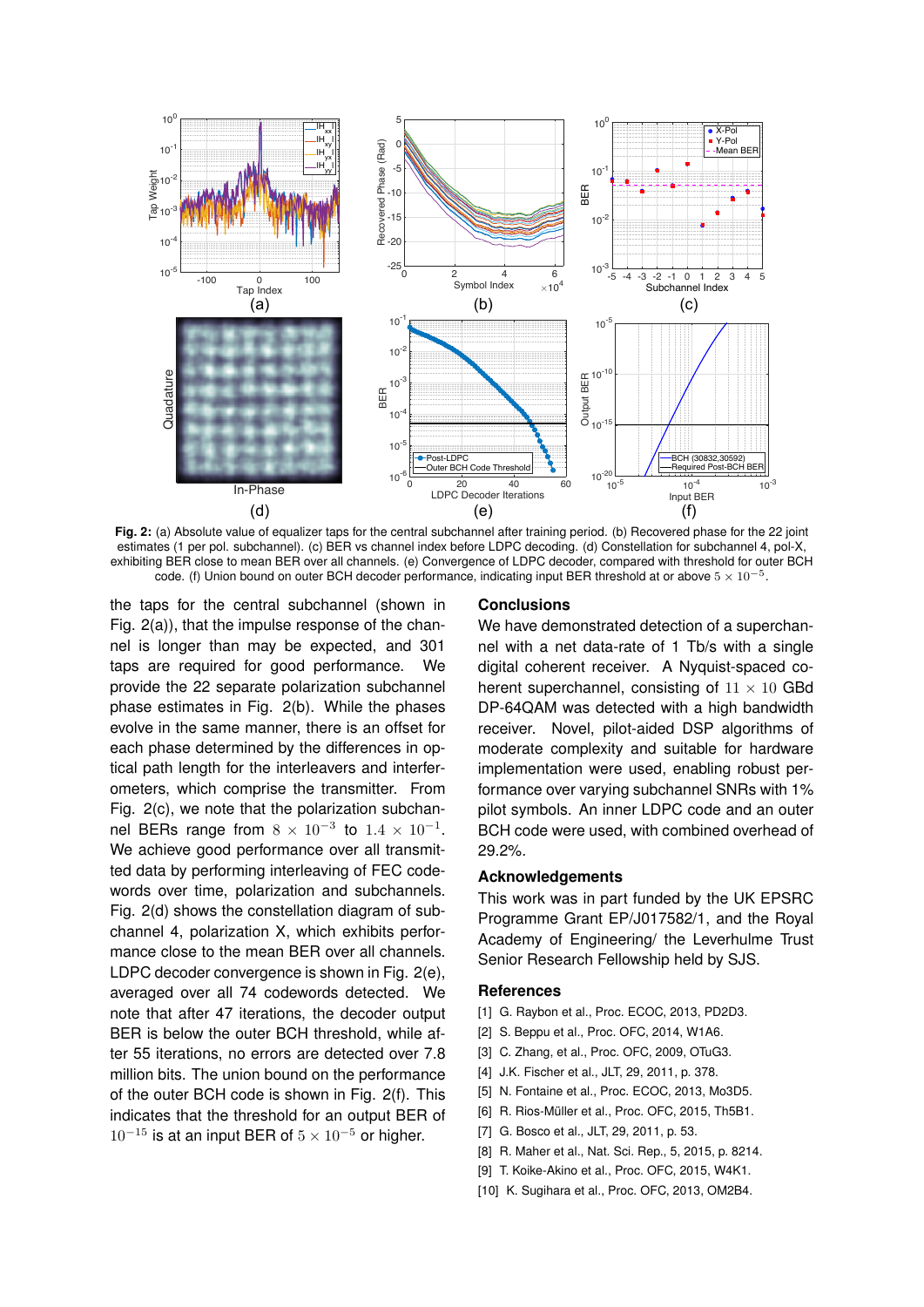(a)

Tap Weight

Tap Index

$|H_{xx}|$
$|H_{xy}|$
$|H_{yx}|$
$|H_{yy}|$

(b)

Recovered Phase (Rad)

Symbol Index $\times 10^4$

(c)

BER

Subchannel Index

X-Pol
Y-Pol
Mean BER

(d)

Quadrature

In-Phase

(e)

BER

LDPC Decoder Iterations

Post-LDPC
Outer BCH Code Threshold

(f)

Output BER

Input BER

BCH (30832,30592)
Required Post-BCH BER

**Fig. 2:** (a) Absolute value of equalizer taps for the central subchannel after training period. (b) Recovered phase for the 22 joint estimates (1 per pol. subchannel). (c) BER vs channel index before LDPC decoding. (d) Constellation for subchannel 4, pol-X, exhibiting BER close to mean BER over all channels. (e) Convergence of LDPC decoder, compared with threshold for outer BCH code. (f) Union bound on outer BCH decoder performance, indicating input BER threshold at or above $5 \times 10^{-5}$.

the taps for the central subchannel (shown in Fig. 2(a)), that the impulse response of the channel is longer than may be expected, and 301 taps are required for good performance. We provide the 22 separate polarization subchannel phase estimates in Fig. 2(b). While the phases evolve in the same manner, there is an offset for each phase determined by the differences in optical path length for the interleavers and interferometers, which comprise the transmitter. From Fig. 2(c), we note that the polarization subchannel BERs range from $8 \times 10^{-3}$ to $1.4 \times 10^{-1}$. We achieve good performance over all transmitted data by performing interleaving of FEC codewords over time, polarization and subchannels. Fig. 2(d) shows the constellation diagram of subchannel 4, polarization X, which exhibits performance close to the mean BER over all channels. LDPC decoder convergence is shown in Fig. 2(e), averaged over all 74 codewords detected. We note that after 47 iterations, the decoder output BER is below the outer BCH threshold, while after 55 iterations, no errors are detected over 7.8 million bits. The union bound on the performance of the outer BCH code is shown in Fig. 2(f). This indicates that the threshold for an output BER of $10^{-15}$ is at an input BER of $5 \times 10^{-5}$ or higher.

## Conclusions

We have demonstrated detection of a superchannel with a net data-rate of 1 Tb/s with a single digital coherent receiver. A Nyquist-spaced coherent superchannel, consisting of $11 \times 10$ GBd DP-64QAM was detected with a high bandwidth receiver. Novel, pilot-aided DSP algorithms of moderate complexity and suitable for hardware implementation were used, enabling robust performance over varying subchannel SNRs with 1% pilot symbols. An inner LDPC code and an outer BCH code were used, with combined overhead of 29.2%.

## Acknowledgements

This work was in part funded by the UK EPSRC Programme Grant EP/J017582/1, and the Royal Academy of Engineering/ the Leverhulme Trust Senior Research Fellowship held by SJS.

## References

[1] G. Raybon et al., Proc. ECOC, 2013, PD2D3.
[2] S. Beppu et al., Proc. OFC, 2014, W1A6.
[3] C. Zhang, et al., Proc. OFC, 2009, OTuG3.
[4] J.K. Fischer et al., JLT, 29, 2011, p. 378.
[5] N. Fontaine et al., Proc. ECOC, 2013, Mo3D5.
[6] R. Rios-Müller et al., Proc. OFC, 2015, Th5B1.
[7] G. Bosco et al., JLT, 29, 2011, p. 53.
[8] R. Maher et al., Nat. Sci. Rep., 5, 2015, p. 8214.
[9] T. Koike-Akino et al., Proc. OFC, 2015, W4K1.
[10] K. Sugihara et al., Proc. OFC, 2013, OM2B4.